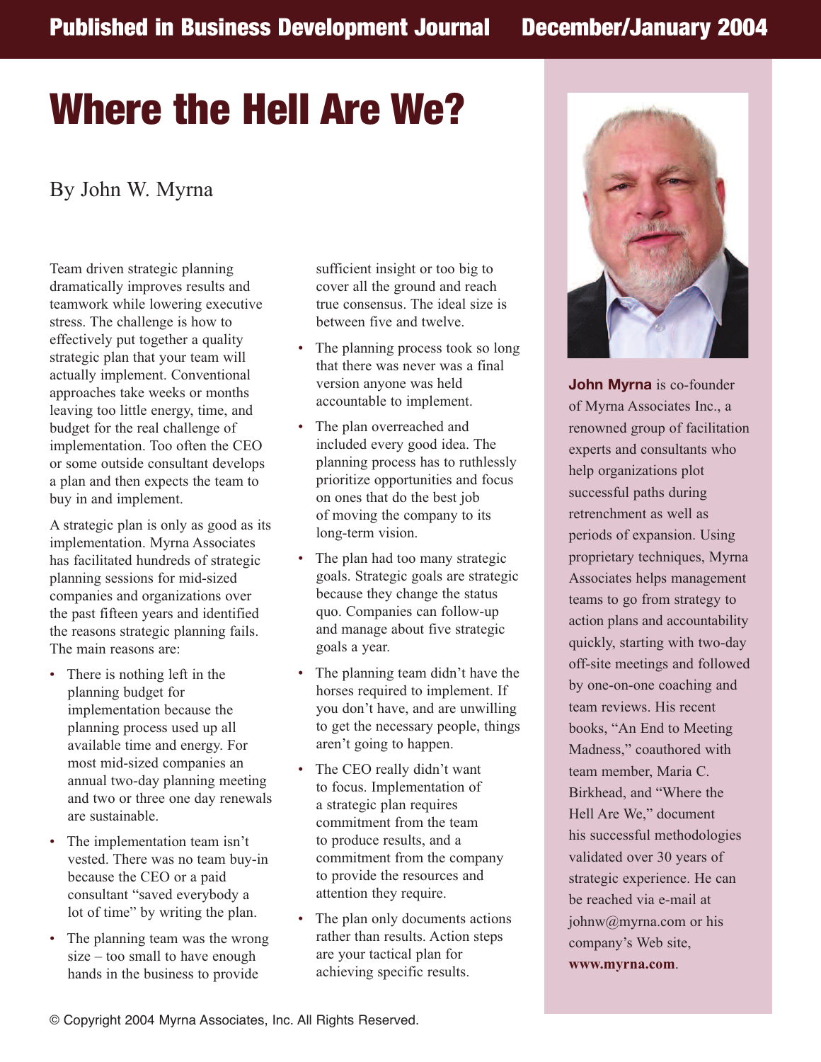# Where the Hell Are We?

By John W. Myrna

Team driven strategic planning dramatically improves results and teamwork while lowering executive stress. The challenge is how to effectively put together a quality strategic plan that your team will actually implement. Conventional approaches take weeks or months leaving too little energy, time, and budget for the real challenge of implementation. Too often the CEO or some outside consultant develops a plan and then expects the team to buy in and implement.

A strategic plan is only as good as its implementation. Myrna Associates has facilitated hundreds of strategic planning sessions for mid-sized companies and organizations over the past fifteen years and identified the reasons strategic planning fails. The main reasons are:

- There is nothing left in the planning budget for implementation because the planning process used up all available time and energy. For most mid-sized companies an annual two-day planning meeting and two or three one day renewals are sustainable.
- The implementation team isn't vested. There was no team buy-in because the CEO or a paid consultant "saved everybody a lot of time" by writing the plan.
- The planning team was the wrong size – too small to have enough hands in the business to provide sufficient insight or too big to cover all the ground and reach true consensus. The ideal size is between five and twelve.
- The planning process took so long that there was never was a final version anyone was held accountable to implement.
- The plan overreached and included every good idea. The planning process has to ruthlessly prioritize opportunities and focus on ones that do the best job of moving the company to its long-term vision.
- The plan had too many strategic goals. Strategic goals are strategic because they change the status quo. Companies can follow-up and manage about five strategic goals a year.
- The planning team didn't have the horses required to implement. If you don't have, and are unwilling to get the necessary people, things aren't going to happen.
- The CEO really didn't want to focus. Implementation of a strategic plan requires commitment from the team to produce results, and a commitment from the company to provide the resources and attention they require.
- The plan only documents actions rather than results. Action steps are your tactical plan for achieving specific results.

**John Myrna** is co-founder of Myrna Associates Inc., a renowned group of facilitation experts and consultants who help organizations plot successful paths during retrenchment as well as periods of expansion. Using proprietary techniques, Myrna Associates helps management teams to go from strategy to action plans and accountability quickly, starting with two-day off-site meetings and followed by one-on-one coaching and team reviews. His recent books, "An End to Meeting Madness," coauthored with team member, Maria C. Birkhead, and "Where the Hell Are We," document his successful methodologies validated over 30 years of strategic experience. He can be reached via e-mail at johnw@myrna.com or his company's Web site, **www.myrna.com**.

© Copyright 2004 Myrna Associates, Inc. All Rights Reserved.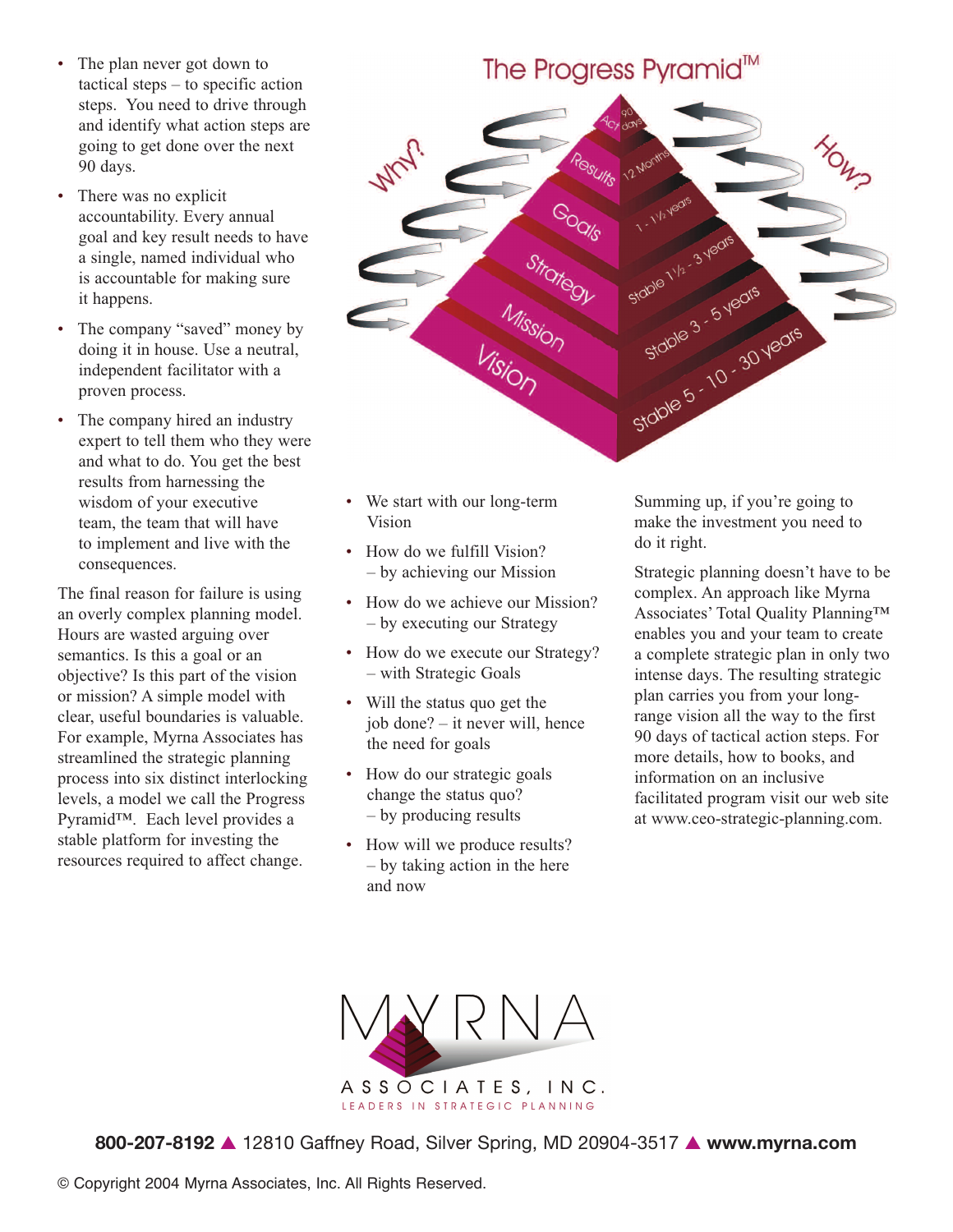- The plan never got down to tactical steps – to specific action steps. You need to drive through and identify what action steps are going to get done over the next 90 days.
- There was no explicit accountability. Every annual goal and key result needs to have a single, named individual who is accountable for making sure it happens.
- The company "saved" money by doing it in house. Use a neutral, independent facilitator with a proven process.
- The company hired an industry expert to tell them who they were and what to do. You get the best results from harnessing the wisdom of your executive team, the team that will have to implement and live with the consequences.

The final reason for failure is using an overly complex planning model. Hours are wasted arguing over semantics. Is this a goal or an objective? Is this part of the vision or mission? A simple model with clear, useful boundaries is valuable. For example, Myrna Associates has streamlined the strategic planning process into six distinct interlocking levels, a model we call the Progress Pyramid™. Each level provides a stable platform for investing the resources required to affect change.

## The Progress Pyramid™

Why?

How?

Act 90 days

Results 12 Months

Goals 1 - 1½ years

Strategy Stable 1½ - 3 years

Mission Stable 3 - 5 years

Vision Stable 5 - 10 - 30 years

- We start with our long-term Vision
- How do we fulfill Vision? – by achieving our Mission
- How do we achieve our Mission? – by executing our Strategy
- How do we execute our Strategy? – with Strategic Goals
- Will the status quo get the job done? – it never will, hence the need for goals
- How do our strategic goals change the status quo? – by producing results
- How will we produce results? – by taking action in the here and now

Summing up, if you're going to make the investment you need to do it right.

Strategic planning doesn't have to be complex. An approach like Myrna Associates' Total Quality Planning™ enables you and your team to create a complete strategic plan in only two intense days. The resulting strategic plan carries you from your long-range vision all the way to the first 90 days of tactical action steps. For more details, how to books, and information on an inclusive facilitated program visit our web site at www.ceo-strategic-planning.com.

MYRNA ASSOCIATES, INC.
LEADERS IN STRATEGIC PLANNING

**800-207-8192** ▲ 12810 Gaffney Road, Silver Spring, MD 20904-3517 ▲ **www.myrna.com**

© Copyright 2004 Myrna Associates, Inc. All Rights Reserved.